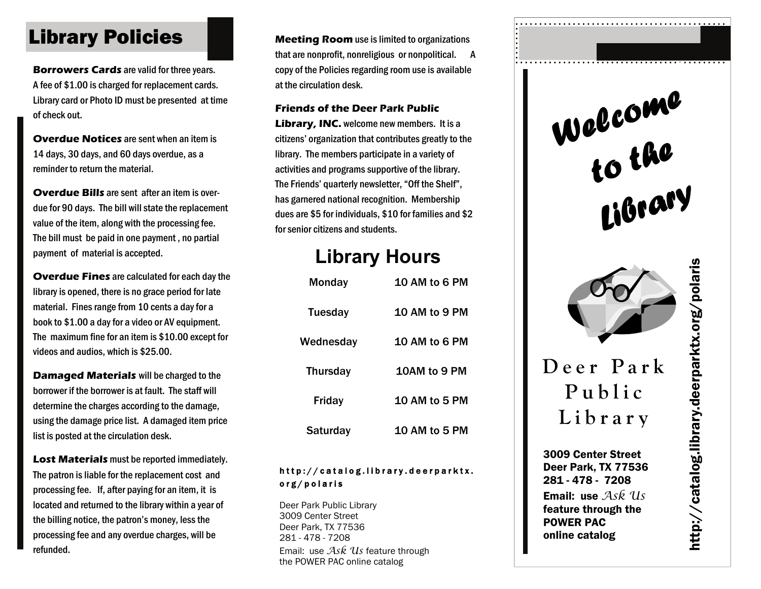# Library Policies

**Borrowers Cards** are valid for three years. A fee of $1.00 is charged for replacement cards. Library card or Photo ID must be presented at time of check out.

**Overdue Notices** are sent when an item is 14 days, 30 days, and 60 days overdue, as a reminder to return the material.

**Overdue Bills** are sent after an item is overdue for 90 days. The bill will state the replacement value of the item, along with the processing fee. The bill must be paid in one payment , no partial payment of material is accepted.

**Overdue Fines** are calculated for each day the library is opened, there is no grace period for late material. Fines range from 10 cents a day for a book to $1.00 a day for a video or AV equipment. The maximum fine for an item is $10.00 except for videos and audios, which is $25.00.

**Damaged Materials** will be charged to the borrower if the borrower is at fault. The staff will determine the charges according to the damage, using the damage price list. A damaged item price list is posted at the circulation desk.

**Lost Materials** must be reported immediately. The patron is liable for the replacement cost and processing fee. If, after paying for an item, it is located and returned to the library within a year of the billing notice, the patron's money, less the processing fee and any overdue charges, will be refunded.

**Meeting Room** use is limited to organizations that are nonprofit, nonreligious or nonpolitical. A copy of the Policies regarding room use is available at the circulation desk.

**Friends of the Deer Park Public Library, INC.** welcome new members. It is a citizens' organization that contributes greatly to the library. The members participate in a variety of activities and programs supportive of the library. The Friends' quarterly newsletter, "Off the Shelf", has garnered national recognition. Membership dues are $5 for individuals, $10 for families and $2 for senior citizens and students.

## Library Hours

| Day | Hours |
|---|---|
| Monday | 10 AM to 6 PM |
| Tuesday | 10 AM to 9 PM |
| Wednesday | 10 AM to 6 PM |
| Thursday | 10AM to 9 PM |
| Friday | 10 AM to 5 PM |
| Saturday | 10 AM to 5 PM |

**http://catalog.library.deerparktx.org/polaris**

Deer Park Public Library
3009 Center Street
Deer Park, TX 77536
281 - 478 - 7208
Email: use *Ask Us* feature through the POWER PAC online catalog

# Welcome to the Library

# Deer Park Public Library

**3009 Center Street**
**Deer Park, TX 77536**
**281 - 478 - 7208**
**Email: use *Ask Us* feature through the POWER PAC online catalog**

**http://catalog.library.deerparktx.org/polaris**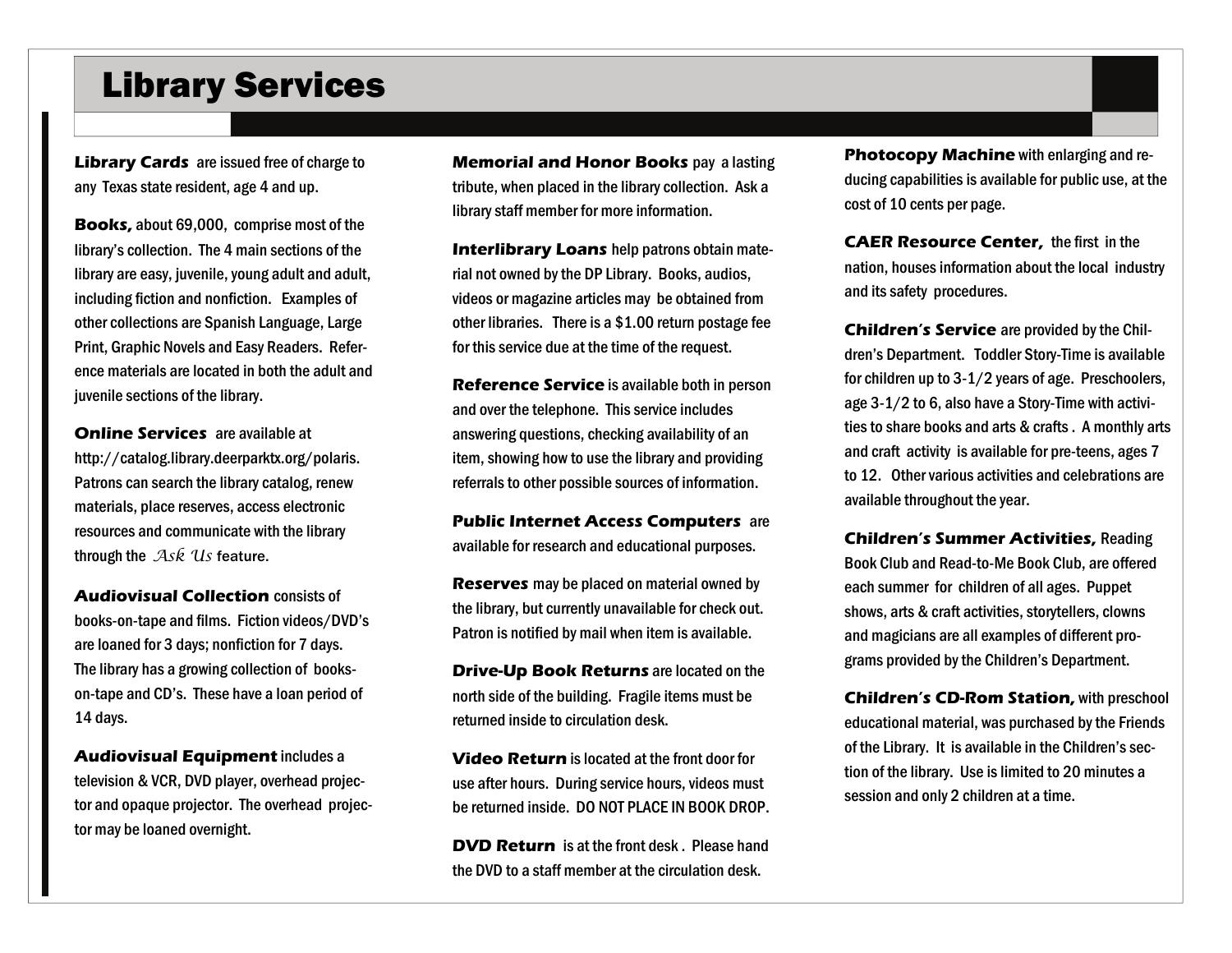# Library Services

**Library Cards** are issued free of charge to any Texas state resident, age 4 and up.

**Books,** about 69,000, comprise most of the library's collection. The 4 main sections of the library are easy, juvenile, young adult and adult, including fiction and nonfiction. Examples of other collections are Spanish Language, Large Print, Graphic Novels and Easy Readers. Reference materials are located in both the adult and juvenile sections of the library.

**Online Services** are available at http://catalog.library.deerparktx.org/polaris. Patrons can search the library catalog, renew materials, place reserves, access electronic resources and communicate with the library through the *Ask Us* feature.

**Audiovisual Collection** consists of books-on-tape and films. Fiction videos/DVD's are loaned for 3 days; nonfiction for 7 days. The library has a growing collection of books-on-tape and CD's. These have a loan period of 14 days.

**Audiovisual Equipment** includes a television & VCR, DVD player, overhead projector and opaque projector. The overhead projector may be loaned overnight.

**Memorial and Honor Books** pay a lasting tribute, when placed in the library collection. Ask a library staff member for more information.

**Interlibrary Loans** help patrons obtain material not owned by the DP Library. Books, audios, videos or magazine articles may be obtained from other libraries. There is a $1.00 return postage fee for this service due at the time of the request.

**Reference Service** is available both in person and over the telephone. This service includes answering questions, checking availability of an item, showing how to use the library and providing referrals to other possible sources of information.

**Public Internet Access Computers** are available for research and educational purposes.

**Reserves** may be placed on material owned by the library, but currently unavailable for check out. Patron is notified by mail when item is available.

**Drive-Up Book Returns** are located on the north side of the building. Fragile items must be returned inside to circulation desk.

**Video Return** is located at the front door for use after hours. During service hours, videos must be returned inside. DO NOT PLACE IN BOOK DROP.

**DVD Return** is at the front desk . Please hand the DVD to a staff member at the circulation desk.

**Photocopy Machine** with enlarging and reducing capabilities is available for public use, at the cost of 10 cents per page.

**CAER Resource Center,** the first in the nation, houses information about the local industry and its safety procedures.

**Children's Service** are provided by the Children's Department. Toddler Story-Time is available for children up to 3-1/2 years of age. Preschoolers, age 3-1/2 to 6, also have a Story-Time with activities to share books and arts & crafts . A monthly arts and craft activity is available for pre-teens, ages 7 to 12. Other various activities and celebrations are available throughout the year.

**Children's Summer Activities,** Reading Book Club and Read-to-Me Book Club, are offered each summer for children of all ages. Puppet shows, arts & craft activities, storytellers, clowns and magicians are all examples of different programs provided by the Children's Department.

**Children's CD-Rom Station,** with preschool educational material, was purchased by the Friends of the Library. It is available in the Children's section of the library. Use is limited to 20 minutes a session and only 2 children at a time.